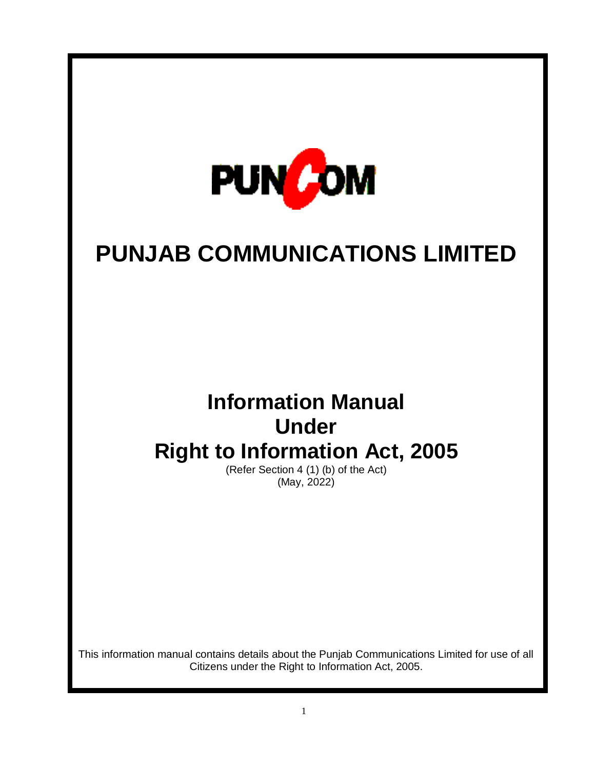PUNCOM

# PUNJAB COMMUNICATIONS LIMITED

## Information Manual
## Under
## Right to Information Act, 2005

(Refer Section 4 (1) (b) of the Act)
(May, 2022)

This information manual contains details about the Punjab Communications Limited for use of all Citizens under the Right to Information Act, 2005.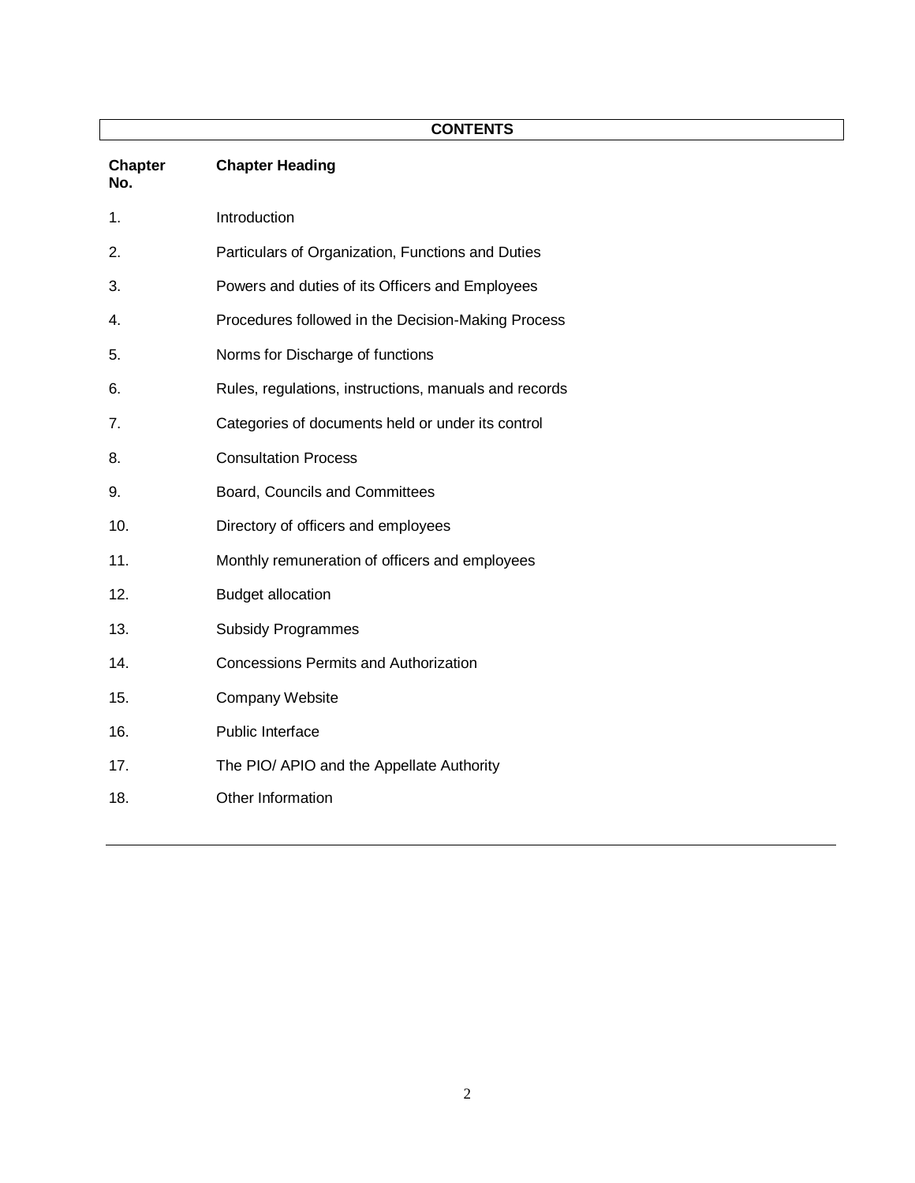# CONTENTS

| Chapter No. | Chapter Heading |
|---|---|
| 1. | Introduction |
| 2. | Particulars of Organization, Functions and Duties |
| 3. | Powers and duties of its Officers and Employees |
| 4. | Procedures followed in the Decision-Making Process |
| 5. | Norms for Discharge of functions |
| 6. | Rules, regulations, instructions, manuals and records |
| 7. | Categories of documents held or under its control |
| 8. | Consultation Process |
| 9. | Board, Councils and Committees |
| 10. | Directory of officers and employees |
| 11. | Monthly remuneration of officers and employees |
| 12. | Budget allocation |
| 13. | Subsidy Programmes |
| 14. | Concessions Permits and Authorization |
| 15. | Company Website |
| 16. | Public Interface |
| 17. | The PIO/ APIO and the Appellate Authority |
| 18. | Other Information |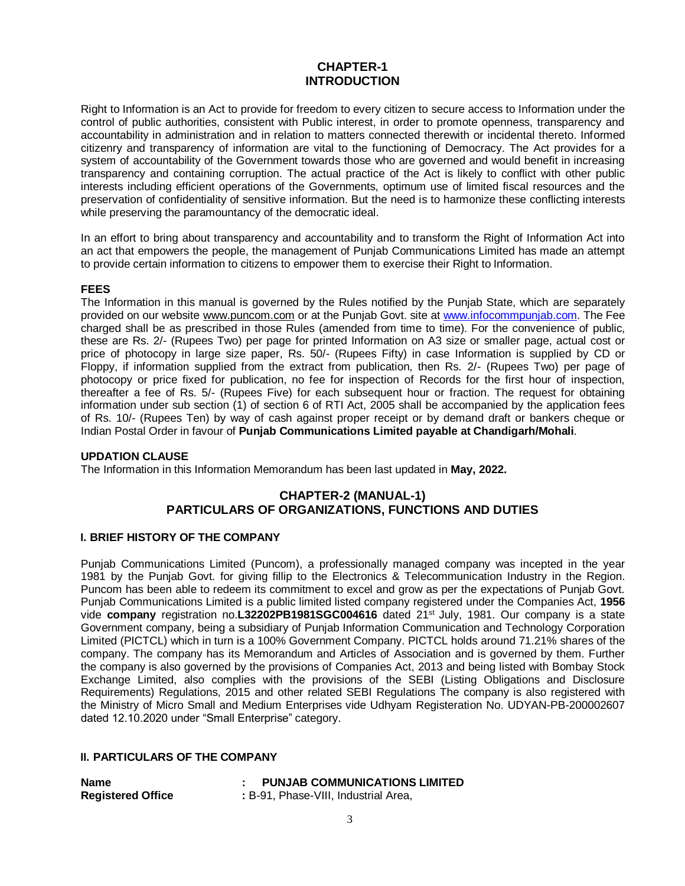# CHAPTER-1
# INTRODUCTION

Right to Information is an Act to provide for freedom to every citizen to secure access to Information under the control of public authorities, consistent with Public interest, in order to promote openness, transparency and accountability in administration and in relation to matters connected therewith or incidental thereto. Informed citizenry and transparency of information are vital to the functioning of Democracy. The Act provides for a system of accountability of the Government towards those who are governed and would benefit in increasing transparency and containing corruption. The actual practice of the Act is likely to conflict with other public interests including efficient operations of the Governments, optimum use of limited fiscal resources and the preservation of confidentiality of sensitive information. But the need is to harmonize these conflicting interests while preserving the paramountancy of the democratic ideal.

In an effort to bring about transparency and accountability and to transform the Right of Information Act into an act that empowers the people, the management of Punjab Communications Limited has made an attempt to provide certain information to citizens to empower them to exercise their Right to Information.

### FEES

The Information in this manual is governed by the Rules notified by the Punjab State, which are separately provided on our website www.puncom.com or at the Punjab Govt. site at www.infocommpunjab.com. The Fee charged shall be as prescribed in those Rules (amended from time to time). For the convenience of public, these are Rs. 2/- (Rupees Two) per page for printed Information on A3 size or smaller page, actual cost or price of photocopy in large size paper, Rs. 50/- (Rupees Fifty) in case Information is supplied by CD or Floppy, if information supplied from the extract from publication, then Rs. 2/- (Rupees Two) per page of photocopy or price fixed for publication, no fee for inspection of Records for the first hour of inspection, thereafter a fee of Rs. 5/- (Rupees Five) for each subsequent hour or fraction. The request for obtaining information under sub section (1) of section 6 of RTI Act, 2005 shall be accompanied by the application fees of Rs. 10/- (Rupees Ten) by way of cash against proper receipt or by demand draft or bankers cheque or Indian Postal Order in favour of **Punjab Communications Limited payable at Chandigarh/Mohali**.

### UPDATION CLAUSE

The Information in this Information Memorandum has been last updated in **May, 2022.**

# CHAPTER-2 (MANUAL-1)
# PARTICULARS OF ORGANIZATIONS, FUNCTIONS AND DUTIES

### I. BRIEF HISTORY OF THE COMPANY

Punjab Communications Limited (Puncom), a professionally managed company was incepted in the year 1981 by the Punjab Govt. for giving fillip to the Electronics & Telecommunication Industry in the Region. Puncom has been able to redeem its commitment to excel and grow as per the expectations of Punjab Govt. Punjab Communications Limited is a public limited listed company registered under the Companies Act, **1956** vide **company** registration no.**L32202PB1981SGC004616** dated 21st July, 1981. Our company is a state Government company, being a subsidiary of Punjab Information Communication and Technology Corporation Limited (PICTCL) which in turn is a 100% Government Company. PICTCL holds around 71.21% shares of the company. The company has its Memorandum and Articles of Association and is governed by them. Further the company is also governed by the provisions of Companies Act, 2013 and being listed with Bombay Stock Exchange Limited, also complies with the provisions of the SEBI (Listing Obligations and Disclosure Requirements) Regulations, 2015 and other related SEBI Regulations The company is also registered with the Ministry of Micro Small and Medium Enterprises vide Udhyam Registeration No. UDYAN-PB-200002607 dated 12.10.2020 under "Small Enterprise" category.

### II. PARTICULARS OF THE COMPANY

**Name** : **PUNJAB COMMUNICATIONS LIMITED**
**Registered Office** : B-91, Phase-VIII, Industrial Area,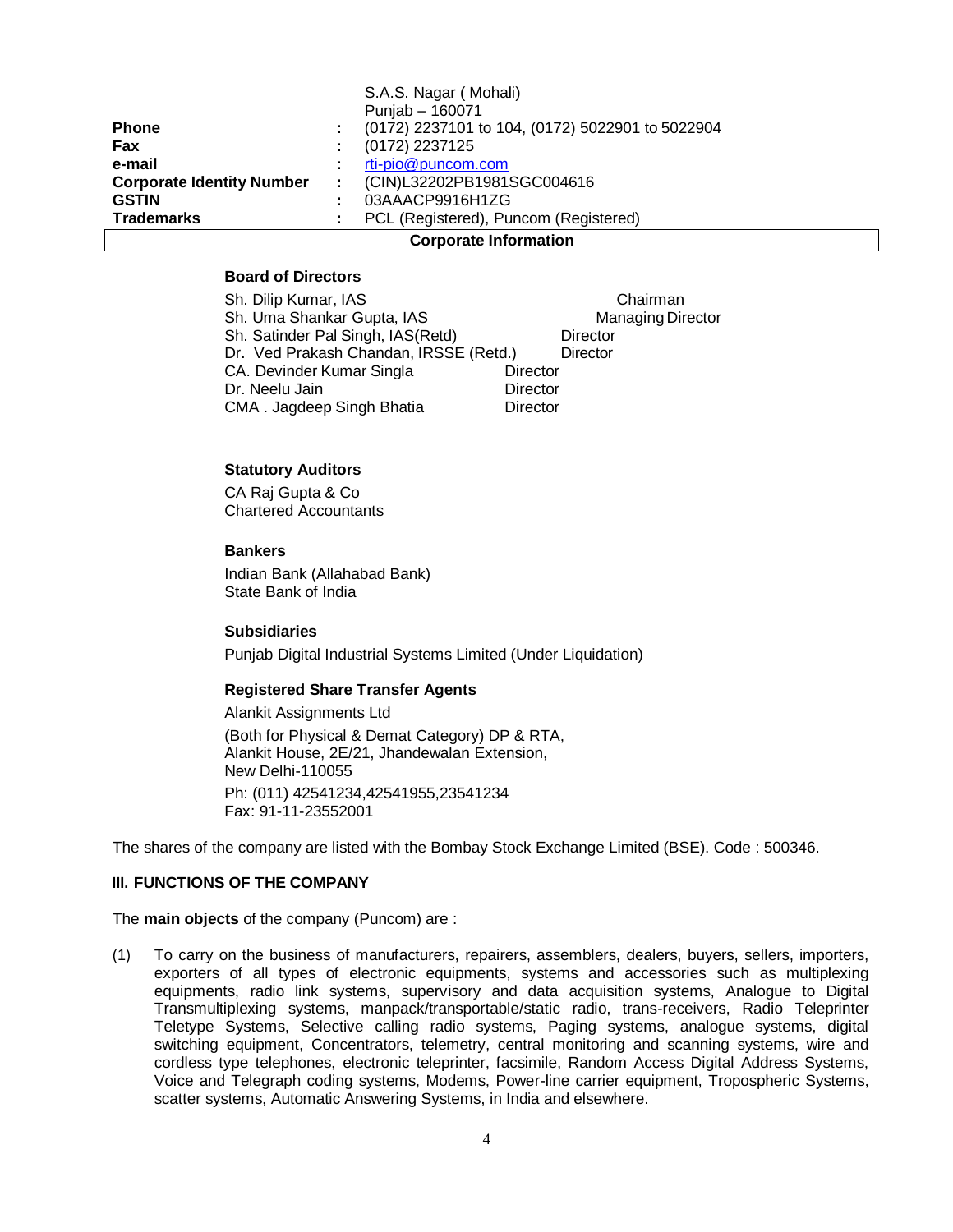| | | |
|---|---|---|
| | | S.A.S. Nagar ( Mohali) |
| | | Punjab – 160071 |
| **Phone** | : | (0172) 2237101 to 104, (0172) 5022901 to 5022904 |
| **Fax** | : | (0172) 2237125 |
| **e-mail** | : | rti-pio@puncom.com |
| **Corporate Identity Number** | : | (CIN)L32202PB1981SGC004616 |
| **GSTIN** | : | 03AAACP9916H1ZG |
| **Trademarks** | : | PCL (Registered), Puncom (Registered) |

## Corporate Information

### Board of Directors

| | |
|---|---|
| Sh. Dilip Kumar, IAS | Chairman |
| Sh. Uma Shankar Gupta, IAS | Managing Director |
| Sh. Satinder Pal Singh, IAS(Retd) | Director |
| Dr. Ved Prakash Chandan, IRSSE (Retd.) | Director |
| CA. Devinder Kumar Singla | Director |
| Dr. Neelu Jain | Director |
| CMA . Jagdeep Singh Bhatia | Director |

### Statutory Auditors

CA Raj Gupta & Co
Chartered Accountants

### Bankers

Indian Bank (Allahabad Bank)
State Bank of India

### Subsidiaries

Punjab Digital Industrial Systems Limited (Under Liquidation)

### Registered Share Transfer Agents

Alankit Assignments Ltd

(Both for Physical & Demat Category) DP & RTA,
Alankit House, 2E/21, Jhandewalan Extension,
New Delhi-110055

Ph: (011) 42541234,42541955,23541234
Fax: 91-11-23552001

The shares of the company are listed with the Bombay Stock Exchange Limited (BSE). Code : 500346.

## III. FUNCTIONS OF THE COMPANY

The **main objects** of the company (Puncom) are :

(1) To carry on the business of manufacturers, repairers, assemblers, dealers, buyers, sellers, importers, exporters of all types of electronic equipments, systems and accessories such as multiplexing equipments, radio link systems, supervisory and data acquisition systems, Analogue to Digital Transmultiplexing systems, manpack/transportable/static radio, trans-receivers, Radio Teleprinter Teletype Systems, Selective calling radio systems, Paging systems, analogue systems, digital switching equipment, Concentrators, telemetry, central monitoring and scanning systems, wire and cordless type telephones, electronic teleprinter, facsimile, Random Access Digital Address Systems, Voice and Telegraph coding systems, Modems, Power-line carrier equipment, Tropospheric Systems, scatter systems, Automatic Answering Systems, in India and elsewhere.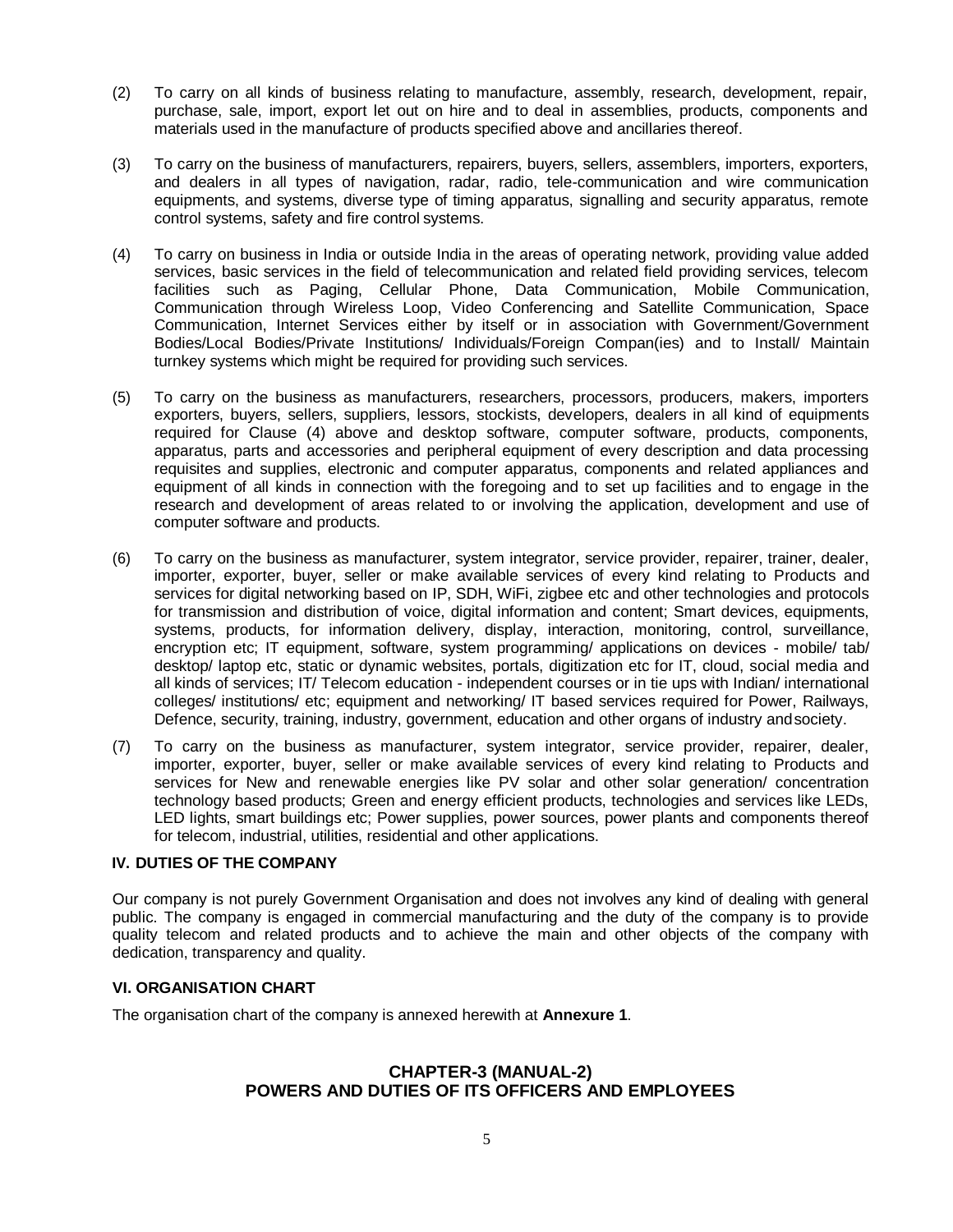(2) To carry on all kinds of business relating to manufacture, assembly, research, development, repair, purchase, sale, import, export let out on hire and to deal in assemblies, products, components and materials used in the manufacture of products specified above and ancillaries thereof.

(3) To carry on the business of manufacturers, repairers, buyers, sellers, assemblers, importers, exporters, and dealers in all types of navigation, radar, radio, tele-communication and wire communication equipments, and systems, diverse type of timing apparatus, signalling and security apparatus, remote control systems, safety and fire control systems.

(4) To carry on business in India or outside India in the areas of operating network, providing value added services, basic services in the field of telecommunication and related field providing services, telecom facilities such as Paging, Cellular Phone, Data Communication, Mobile Communication, Communication through Wireless Loop, Video Conferencing and Satellite Communication, Space Communication, Internet Services either by itself or in association with Government/Government Bodies/Local Bodies/Private Institutions/ Individuals/Foreign Compan(ies) and to Install/ Maintain turnkey systems which might be required for providing such services.

(5) To carry on the business as manufacturers, researchers, processors, producers, makers, importers exporters, buyers, sellers, suppliers, lessors, stockists, developers, dealers in all kind of equipments required for Clause (4) above and desktop software, computer software, products, components, apparatus, parts and accessories and peripheral equipment of every description and data processing requisites and supplies, electronic and computer apparatus, components and related appliances and equipment of all kinds in connection with the foregoing and to set up facilities and to engage in the research and development of areas related to or involving the application, development and use of computer software and products.

(6) To carry on the business as manufacturer, system integrator, service provider, repairer, trainer, dealer, importer, exporter, buyer, seller or make available services of every kind relating to Products and services for digital networking based on IP, SDH, WiFi, zigbee etc and other technologies and protocols for transmission and distribution of voice, digital information and content; Smart devices, equipments, systems, products, for information delivery, display, interaction, monitoring, control, surveillance, encryption etc; IT equipment, software, system programming/ applications on devices - mobile/ tab/ desktop/ laptop etc, static or dynamic websites, portals, digitization etc for IT, cloud, social media and all kinds of services; IT/ Telecom education - independent courses or in tie ups with Indian/ international colleges/ institutions/ etc; equipment and networking/ IT based services required for Power, Railways, Defence, security, training, industry, government, education and other organs of industry and society.

(7) To carry on the business as manufacturer, system integrator, service provider, repairer, dealer, importer, exporter, buyer, seller or make available services of every kind relating to Products and services for New and renewable energies like PV solar and other solar generation/ concentration technology based products; Green and energy efficient products, technologies and services like LEDs, LED lights, smart buildings etc; Power supplies, power sources, power plants and components thereof for telecom, industrial, utilities, residential and other applications.

### IV. DUTIES OF THE COMPANY

Our company is not purely Government Organisation and does not involves any kind of dealing with general public. The company is engaged in commercial manufacturing and the duty of the company is to provide quality telecom and related products and to achieve the main and other objects of the company with dedication, transparency and quality.

### VI. ORGANISATION CHART

The organisation chart of the company is annexed herewith at **Annexure 1**.

## CHAPTER-3 (MANUAL-2)
## POWERS AND DUTIES OF ITS OFFICERS AND EMPLOYEES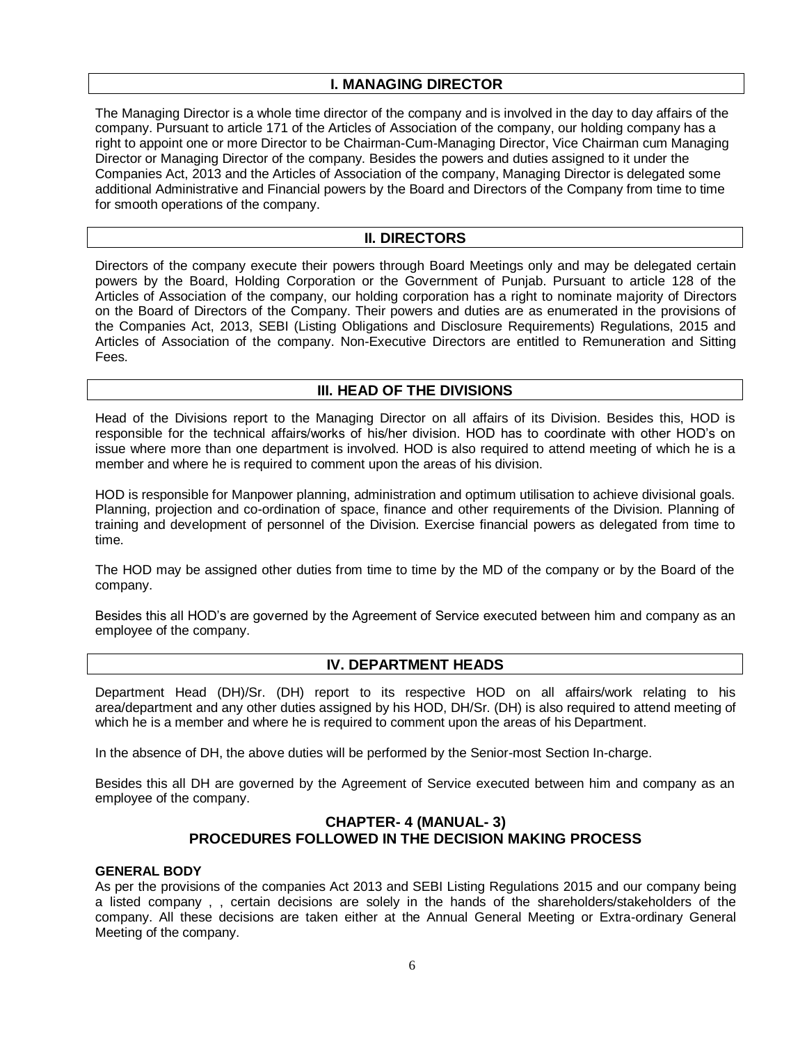## I. MANAGING DIRECTOR

The Managing Director is a whole time director of the company and is involved in the day to day affairs of the company. Pursuant to article 171 of the Articles of Association of the company, our holding company has a right to appoint one or more Director to be Chairman-Cum-Managing Director, Vice Chairman cum Managing Director or Managing Director of the company. Besides the powers and duties assigned to it under the Companies Act, 2013 and the Articles of Association of the company, Managing Director is delegated some additional Administrative and Financial powers by the Board and Directors of the Company from time to time for smooth operations of the company.

## II. DIRECTORS

Directors of the company execute their powers through Board Meetings only and may be delegated certain powers by the Board, Holding Corporation or the Government of Punjab. Pursuant to article 128 of the Articles of Association of the company, our holding corporation has a right to nominate majority of Directors on the Board of Directors of the Company. Their powers and duties are as enumerated in the provisions of the Companies Act, 2013, SEBI (Listing Obligations and Disclosure Requirements) Regulations, 2015 and Articles of Association of the company. Non-Executive Directors are entitled to Remuneration and Sitting Fees.

## III. HEAD OF THE DIVISIONS

Head of the Divisions report to the Managing Director on all affairs of its Division. Besides this, HOD is responsible for the technical affairs/works of his/her division. HOD has to coordinate with other HOD's on issue where more than one department is involved. HOD is also required to attend meeting of which he is a member and where he is required to comment upon the areas of his division.

HOD is responsible for Manpower planning, administration and optimum utilisation to achieve divisional goals. Planning, projection and co-ordination of space, finance and other requirements of the Division. Planning of training and development of personnel of the Division. Exercise financial powers as delegated from time to time.

The HOD may be assigned other duties from time to time by the MD of the company or by the Board of the company.

Besides this all HOD's are governed by the Agreement of Service executed between him and company as an employee of the company.

## IV. DEPARTMENT HEADS

Department Head (DH)/Sr. (DH) report to its respective HOD on all affairs/work relating to his area/department and any other duties assigned by his HOD, DH/Sr. (DH) is also required to attend meeting of which he is a member and where he is required to comment upon the areas of his Department.

In the absence of DH, the above duties will be performed by the Senior-most Section In-charge.

Besides this all DH are governed by the Agreement of Service executed between him and company as an employee of the company.

# CHAPTER- 4 (MANUAL- 3)
# PROCEDURES FOLLOWED IN THE DECISION MAKING PROCESS

**GENERAL BODY**

As per the provisions of the companies Act 2013 and SEBI Listing Regulations 2015 and our company being a listed company , , certain decisions are solely in the hands of the shareholders/stakeholders of the company. All these decisions are taken either at the Annual General Meeting or Extra-ordinary General Meeting of the company.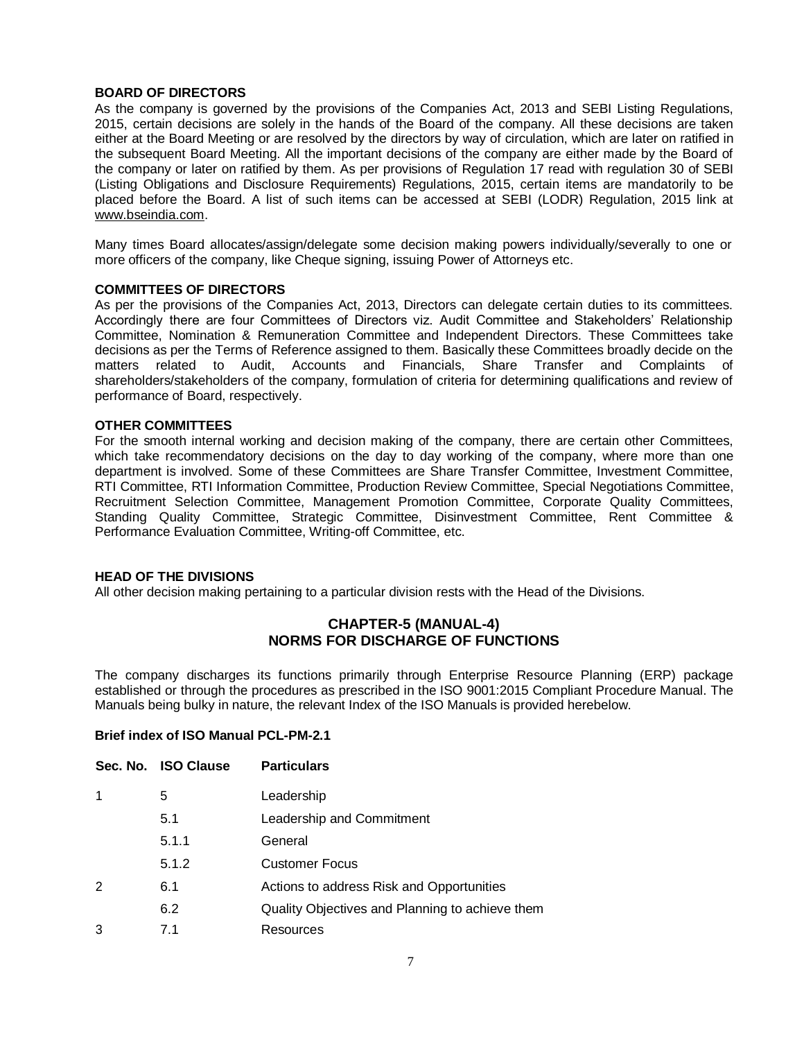**BOARD OF DIRECTORS**

As the company is governed by the provisions of the Companies Act, 2013 and SEBI Listing Regulations, 2015, certain decisions are solely in the hands of the Board of the company. All these decisions are taken either at the Board Meeting or are resolved by the directors by way of circulation, which are later on ratified in the subsequent Board Meeting. All the important decisions of the company are either made by the Board of the company or later on ratified by them. As per provisions of Regulation 17 read with regulation 30 of SEBI (Listing Obligations and Disclosure Requirements) Regulations, 2015, certain items are mandatorily to be placed before the Board. A list of such items can be accessed at SEBI (LODR) Regulation, 2015 link at www.bseindia.com.

Many times Board allocates/assign/delegate some decision making powers individually/severally to one or more officers of the company, like Cheque signing, issuing Power of Attorneys etc.

**COMMITTEES OF DIRECTORS**

As per the provisions of the Companies Act, 2013, Directors can delegate certain duties to its committees. Accordingly there are four Committees of Directors viz. Audit Committee and Stakeholders' Relationship Committee, Nomination & Remuneration Committee and Independent Directors. These Committees take decisions as per the Terms of Reference assigned to them. Basically these Committees broadly decide on the matters related to Audit, Accounts and Financials, Share Transfer and Complaints of shareholders/stakeholders of the company, formulation of criteria for determining qualifications and review of performance of Board, respectively.

**OTHER COMMITTEES**

For the smooth internal working and decision making of the company, there are certain other Committees, which take recommendatory decisions on the day to day working of the company, where more than one department is involved. Some of these Committees are Share Transfer Committee, Investment Committee, RTI Committee, RTI Information Committee, Production Review Committee, Special Negotiations Committee, Recruitment Selection Committee, Management Promotion Committee, Corporate Quality Committees, Standing Quality Committee, Strategic Committee, Disinvestment Committee, Rent Committee & Performance Evaluation Committee, Writing-off Committee, etc.

**HEAD OF THE DIVISIONS**

All other decision making pertaining to a particular division rests with the Head of the Divisions.

## CHAPTER-5 (MANUAL-4)
## NORMS FOR DISCHARGE OF FUNCTIONS

The company discharges its functions primarily through Enterprise Resource Planning (ERP) package established or through the procedures as prescribed in the ISO 9001:2015 Compliant Procedure Manual. The Manuals being bulky in nature, the relevant Index of the ISO Manuals is provided herebelow.

**Brief index of ISO Manual PCL-PM-2.1**

| Sec. No. | ISO Clause | Particulars |
|---|---|---|
| 1 | 5 | Leadership |
| | 5.1 | Leadership and Commitment |
| | 5.1.1 | General |
| | 5.1.2 | Customer Focus |
| 2 | 6.1 | Actions to address Risk and Opportunities |
| | 6.2 | Quality Objectives and Planning to achieve them |
| 3 | 7.1 | Resources |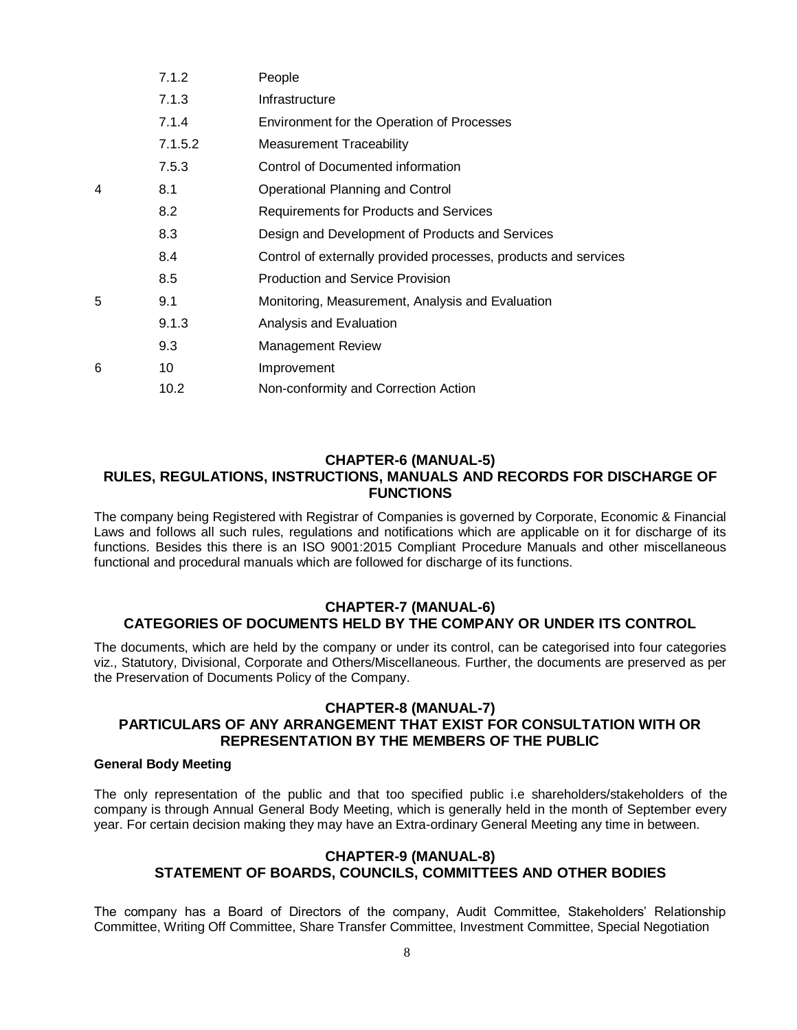| | | |
|---|---|---|
| | 7.1.2 | People |
| | 7.1.3 | Infrastructure |
| | 7.1.4 | Environment for the Operation of Processes |
| | 7.1.5.2 | Measurement Traceability |
| | 7.5.3 | Control of Documented information |
| 4 | 8.1 | Operational Planning and Control |
| | 8.2 | Requirements for Products and Services |
| | 8.3 | Design and Development of Products and Services |
| | 8.4 | Control of externally provided processes, products and services |
| | 8.5 | Production and Service Provision |
| 5 | 9.1 | Monitoring, Measurement, Analysis and Evaluation |
| | 9.1.3 | Analysis and Evaluation |
| | 9.3 | Management Review |
| 6 | 10 | Improvement |
| | 10.2 | Non-conformity and Correction Action |

## CHAPTER-6 (MANUAL-5)
## RULES, REGULATIONS, INSTRUCTIONS, MANUALS AND RECORDS FOR DISCHARGE OF FUNCTIONS

The company being Registered with Registrar of Companies is governed by Corporate, Economic & Financial Laws and follows all such rules, regulations and notifications which are applicable on it for discharge of its functions. Besides this there is an ISO 9001:2015 Compliant Procedure Manuals and other miscellaneous functional and procedural manuals which are followed for discharge of its functions.

## CHAPTER-7 (MANUAL-6)
## CATEGORIES OF DOCUMENTS HELD BY THE COMPANY OR UNDER ITS CONTROL

The documents, which are held by the company or under its control, can be categorised into four categories viz., Statutory, Divisional, Corporate and Others/Miscellaneous. Further, the documents are preserved as per the Preservation of Documents Policy of the Company.

## CHAPTER-8 (MANUAL-7)
## PARTICULARS OF ANY ARRANGEMENT THAT EXIST FOR CONSULTATION WITH OR REPRESENTATION BY THE MEMBERS OF THE PUBLIC

**General Body Meeting**

The only representation of the public and that too specified public i.e shareholders/stakeholders of the company is through Annual General Body Meeting, which is generally held in the month of September every year. For certain decision making they may have an Extra-ordinary General Meeting any time in between.

## CHAPTER-9 (MANUAL-8)
## STATEMENT OF BOARDS, COUNCILS, COMMITTEES AND OTHER BODIES

The company has a Board of Directors of the company, Audit Committee, Stakeholders' Relationship Committee, Writing Off Committee, Share Transfer Committee, Investment Committee, Special Negotiation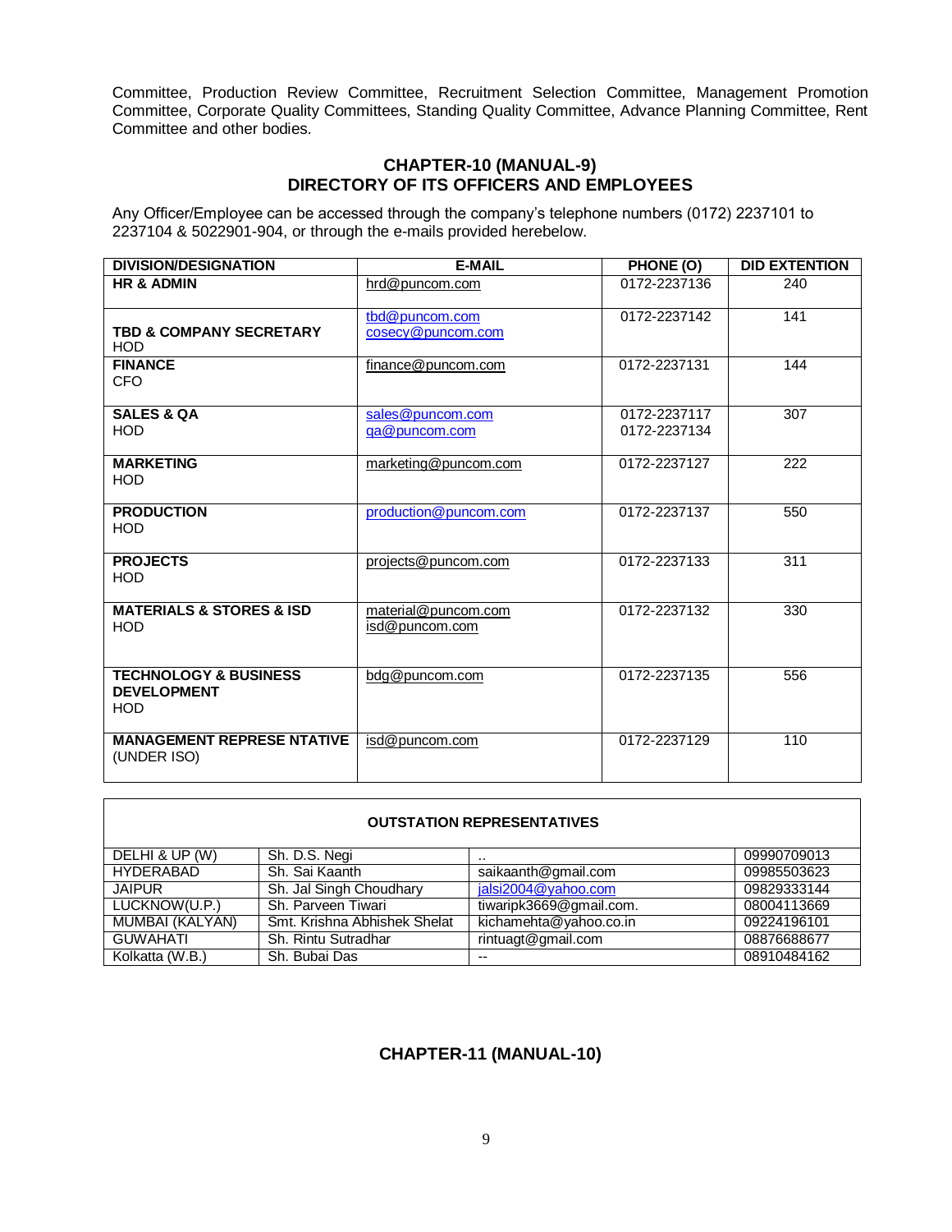Committee, Production Review Committee, Recruitment Selection Committee, Management Promotion Committee, Corporate Quality Committees, Standing Quality Committee, Advance Planning Committee, Rent Committee and other bodies.

## CHAPTER-10 (MANUAL-9)
## DIRECTORY OF ITS OFFICERS AND EMPLOYEES

Any Officer/Employee can be accessed through the company's telephone numbers (0172) 2237101 to 2237104 & 5022901-904, or through the e-mails provided herebelow.

| DIVISION/DESIGNATION | E-MAIL | PHONE (O) | DID EXTENTION |
|---|---|---|---|
| **HR & ADMIN** | hrd@puncom.com | 0172-2237136 | 240 |
| **TBD & COMPANY SECRETARY** HOD | tbd@puncom.com cosecy@puncom.com | 0172-2237142 | 141 |
| **FINANCE** CFO | finance@puncom.com | 0172-2237131 | 144 |
| **SALES & QA** HOD | sales@puncom.com qa@puncom.com | 0172-2237117 0172-2237134 | 307 |
| **MARKETING** HOD | marketing@puncom.com | 0172-2237127 | 222 |
| **PRODUCTION** HOD | production@puncom.com | 0172-2237137 | 550 |
| **PROJECTS** HOD | projects@puncom.com | 0172-2237133 | 311 |
| **MATERIALS & STORES & ISD** HOD | material@puncom.com isd@puncom.com | 0172-2237132 | 330 |
| **TECHNOLOGY & BUSINESS DEVELOPMENT** HOD | bdg@puncom.com | 0172-2237135 | 556 |
| **MANAGEMENT REPRESE NTATIVE** (UNDER ISO) | isd@puncom.com | 0172-2237129 | 110 |

| OUTSTATION REPRESENTATIVES | | | |
|---|---|---|---|
| DELHI & UP (W) | Sh. D.S. Negi | .. | 09990709013 |
| HYDERABAD | Sh. Sai Kaanth | saikaanth@gmail.com | 09985503623 |
| JAIPUR | Sh. Jal Singh Choudhary | jalsi2004@yahoo.com | 09829333144 |
| LUCKNOW(U.P.) | Sh. Parveen Tiwari | tiwaripk3669@gmail.com. | 08004113669 |
| MUMBAI (KALYAN) | Smt. Krishna Abhishek Shelat | kichamehta@yahoo.co.in | 09224196101 |
| GUWAHATI | Sh. Rintu Sutradhar | rintuagt@gmail.com | 08876688677 |
| Kolkatta (W.B.) | Sh. Bubai Das | -- | 08910484162 |

## CHAPTER-11 (MANUAL-10)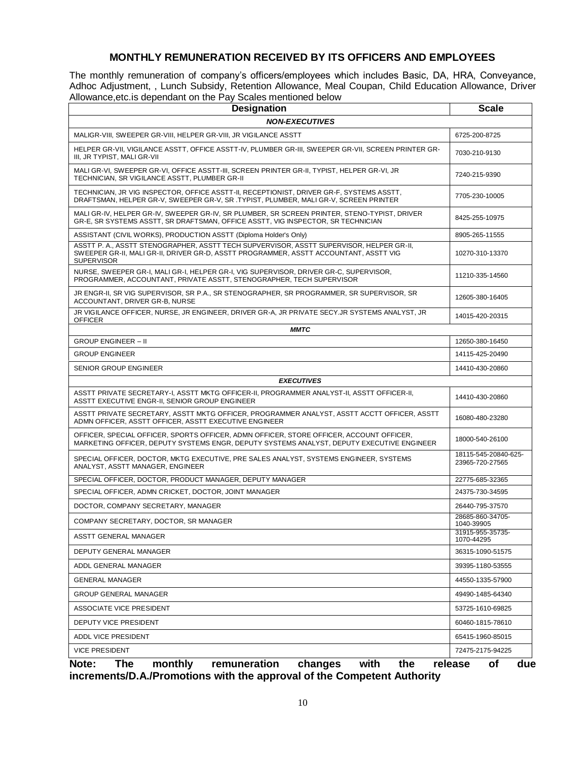## MONTHLY REMUNERATION RECEIVED BY ITS OFFICERS AND EMPLOYEES

The monthly remuneration of company's officers/employees which includes Basic, DA, HRA, Conveyance, Adhoc Adjustment, , Lunch Subsidy, Retention Allowance, Meal Coupan, Child Education Allowance, Driver Allowance,etc.is dependant on the Pay Scales mentioned below

| Designation | Scale |
|---|---|
| ***NON-EXECUTIVES*** | |
| MALIGR-VIII, SWEEPER GR-VIII, HELPER GR-VIII, JR VIGILANCE ASSTT | 6725-200-8725 |
| HELPER GR-VII, VIGILANCE ASSTT, OFFICE ASSTT-IV, PLUMBER GR-III, SWEEPER GR-VII, SCREEN PRINTER GR-III, JR TYPIST, MALI GR-VII | 7030-210-9130 |
| MALI GR-VI, SWEEPER GR-VI, OFFICE ASSTT-III, SCREEN PRINTER GR-II, TYPIST, HELPER GR-VI, JR TECHNICIAN, SR VIGILANCE ASSTT, PLUMBER GR-II | 7240-215-9390 |
| TECHNICIAN, JR VIG INSPECTOR, OFFICE ASSTT-II, RECEPTIONIST, DRIVER GR-F, SYSTEMS ASSTT, DRAFTSMAN, HELPER GR-V, SWEEPER GR-V, SR .TYPIST, PLUMBER, MALI GR-V, SCREEN PRINTER | 7705-230-10005 |
| MALI GR-IV, HELPER GR-IV, SWEEPER GR-IV, SR PLUMBER, SR SCREEN PRINTER, STENO-TYPIST, DRIVER GR-E, SR SYSTEMS ASSTT, SR DRAFTSMAN, OFFICE ASSTT, VIG INSPECTOR, SR TECHNICIAN | 8425-255-10975 |
| ASSISTANT (CIVIL WORKS), PRODUCTION ASSTT (Diploma Holder's Only) | 8905-265-11555 |
| ASSTT P. A., ASSTT STENOGRAPHER, ASSTT TECH SUPVERVISOR, ASSTT SUPERVISOR, HELPER GR-II, SWEEPER GR-II, MALI GR-II, DRIVER GR-D, ASSTT PROGRAMMER, ASSTT ACCOUNTANT, ASSTT VIG SUPERVISOR | 10270-310-13370 |
| NURSE, SWEEPER GR-I, MALI GR-I, HELPER GR-I, VIG SUPERVISOR, DRIVER GR-C, SUPERVISOR, PROGRAMMER, ACCOUNTANT, PRIVATE ASSTT, STENOGRAPHER, TECH SUPERVISOR | 11210-335-14560 |
| JR ENGR-II, SR VIG SUPERVISOR, SR P.A., SR STENOGRAPHER, SR PROGRAMMER, SR SUPERVISOR, SR ACCOUNTANT, DRIVER GR-B, NURSE | 12605-380-16405 |
| JR VIGILANCE OFFICER, NURSE, JR ENGINEER, DRIVER GR-A, JR PRIVATE SECY.JR SYSTEMS ANALYST, JR OFFICER | 14015-420-20315 |
| ***MMTC*** | |
| GROUP ENGINEER – II | 12650-380-16450 |
| GROUP ENGINEER | 14115-425-20490 |
| SENIOR GROUP ENGINEER | 14410-430-20860 |
| ***EXECUTIVES*** | |
| ASSTT PRIVATE SECRETARY-I, ASSTT MKTG OFFICER-II, PROGRAMMER ANALYST-II, ASSTT OFFICER-II, ASSTT EXECUTIVE ENGR-II, SENIOR GROUP ENGINEER | 14410-430-20860 |
| ASSTT PRIVATE SECRETARY, ASSTT MKTG OFFICER, PROGRAMMER ANALYST, ASSTT ACCTT OFFICER, ASSTT ADMN OFFICER, ASSTT OFFICER, ASSTT EXECUTIVE ENGINEER | 16080-480-23280 |
| OFFICER, SPECIAL OFFICER, SPORTS OFFICER, ADMN OFFICER, STORE OFFICER, ACCOUNT OFFICER, MARKETING OFFICER, DEPUTY SYSTEMS ENGR, DEPUTY SYSTEMS ANALYST, DEPUTY EXECUTIVE ENGINEER | 18000-540-26100 |
| SPECIAL OFFICER, DOCTOR, MKTG EXECUTIVE, PRE SALES ANALYST, SYSTEMS ENGINEER, SYSTEMS ANALYST, ASSTT MANAGER, ENGINEER | 18115-545-20840-625-23965-720-27565 |
| SPECIAL OFFICER, DOCTOR, PRODUCT MANAGER, DEPUTY MANAGER | 22775-685-32365 |
| SPECIAL OFFICER, ADMN CRICKET, DOCTOR, JOINT MANAGER | 24375-730-34595 |
| DOCTOR, COMPANY SECRETARY, MANAGER | 26440-795-37570 |
| COMPANY SECRETARY, DOCTOR, SR MANAGER | 28685-860-34705-1040-39905 |
| ASSTT GENERAL MANAGER | 31915-955-35735-1070-44295 |
| DEPUTY GENERAL MANAGER | 36315-1090-51575 |
| ADDL GENERAL MANAGER | 39395-1180-53555 |
| GENERAL MANAGER | 44550-1335-57900 |
| GROUP GENERAL MANAGER | 49490-1485-64340 |
| ASSOCIATE VICE PRESIDENT | 53725-1610-69825 |
| DEPUTY VICE PRESIDENT | 60460-1815-78610 |
| ADDL VICE PRESIDENT | 65415-1960-85015 |
| VICE PRESIDENT | 72475-2175-94225 |

**Note: The monthly remuneration changes with the release of due increments/D.A./Promotions with the approval of the Competent Authority**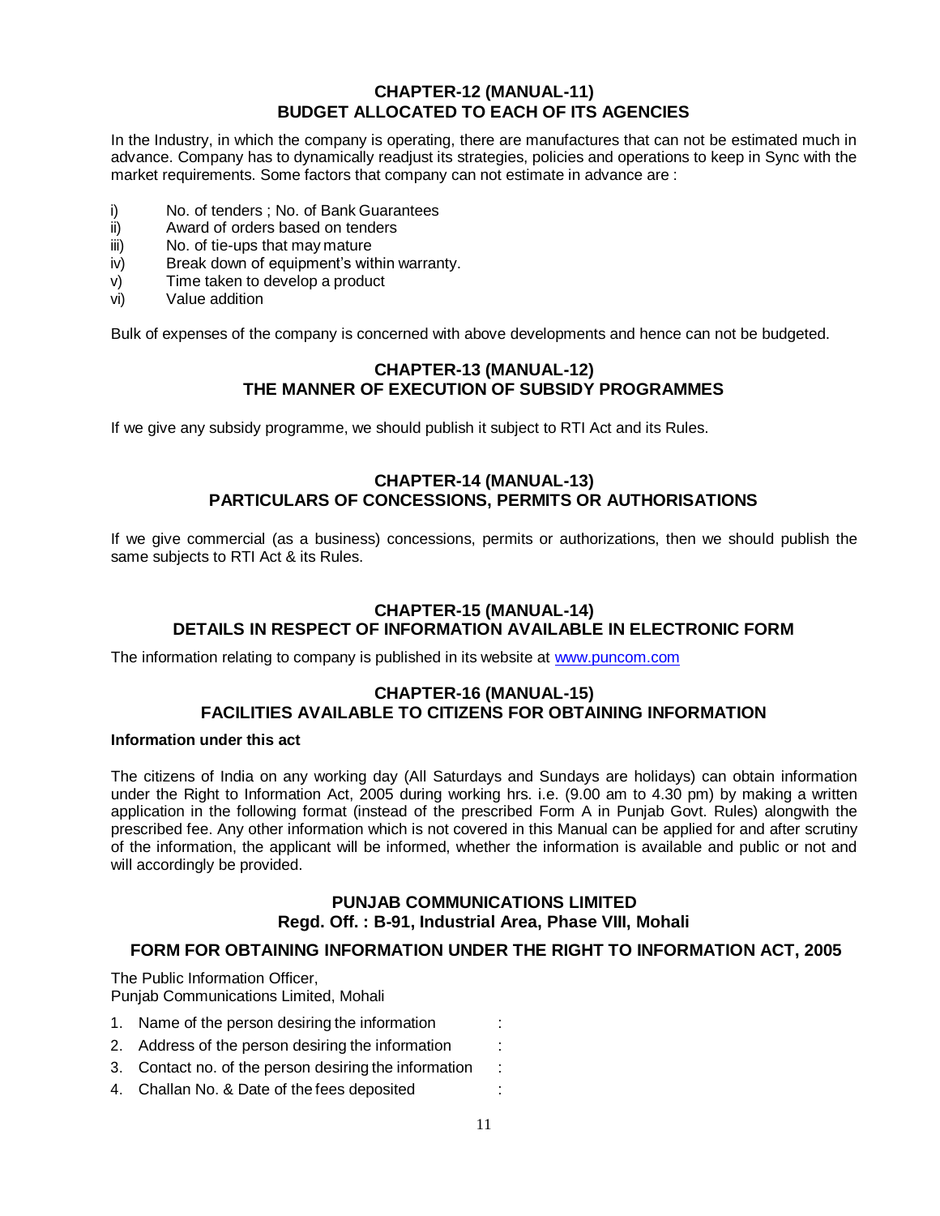## CHAPTER-12 (MANUAL-11)
## BUDGET ALLOCATED TO EACH OF ITS AGENCIES

In the Industry, in which the company is operating, there are manufactures that can not be estimated much in advance. Company has to dynamically readjust its strategies, policies and operations to keep in Sync with the market requirements. Some factors that company can not estimate in advance are :

i) No. of tenders ; No. of Bank Guarantees
ii) Award of orders based on tenders
iii) No. of tie-ups that may mature
iv) Break down of equipment's within warranty.
v) Time taken to develop a product
vi) Value addition

Bulk of expenses of the company is concerned with above developments and hence can not be budgeted.

## CHAPTER-13 (MANUAL-12)
## THE MANNER OF EXECUTION OF SUBSIDY PROGRAMMES

If we give any subsidy programme, we should publish it subject to RTI Act and its Rules.

## CHAPTER-14 (MANUAL-13)
## PARTICULARS OF CONCESSIONS, PERMITS OR AUTHORISATIONS

If we give commercial (as a business) concessions, permits or authorizations, then we should publish the same subjects to RTI Act & its Rules.

## CHAPTER-15 (MANUAL-14)
## DETAILS IN RESPECT OF INFORMATION AVAILABLE IN ELECTRONIC FORM

The information relating to company is published in its website at www.puncom.com

## CHAPTER-16 (MANUAL-15)
## FACILITIES AVAILABLE TO CITIZENS FOR OBTAINING INFORMATION

**Information under this act**

The citizens of India on any working day (All Saturdays and Sundays are holidays) can obtain information under the Right to Information Act, 2005 during working hrs. i.e. (9.00 am to 4.30 pm) by making a written application in the following format (instead of the prescribed Form A in Punjab Govt. Rules) alongwith the prescribed fee. Any other information which is not covered in this Manual can be applied for and after scrutiny of the information, the applicant will be informed, whether the information is available and public or not and will accordingly be provided.

**PUNJAB COMMUNICATIONS LIMITED**
**Regd. Off. : B-91, Industrial Area, Phase VIII, Mohali**

**FORM FOR OBTAINING INFORMATION UNDER THE RIGHT TO INFORMATION ACT, 2005**

The Public Information Officer,
Punjab Communications Limited, Mohali

1. Name of the person desiring the information :
2. Address of the person desiring the information :
3. Contact no. of the person desiring the information :
4. Challan No. & Date of the fees deposited :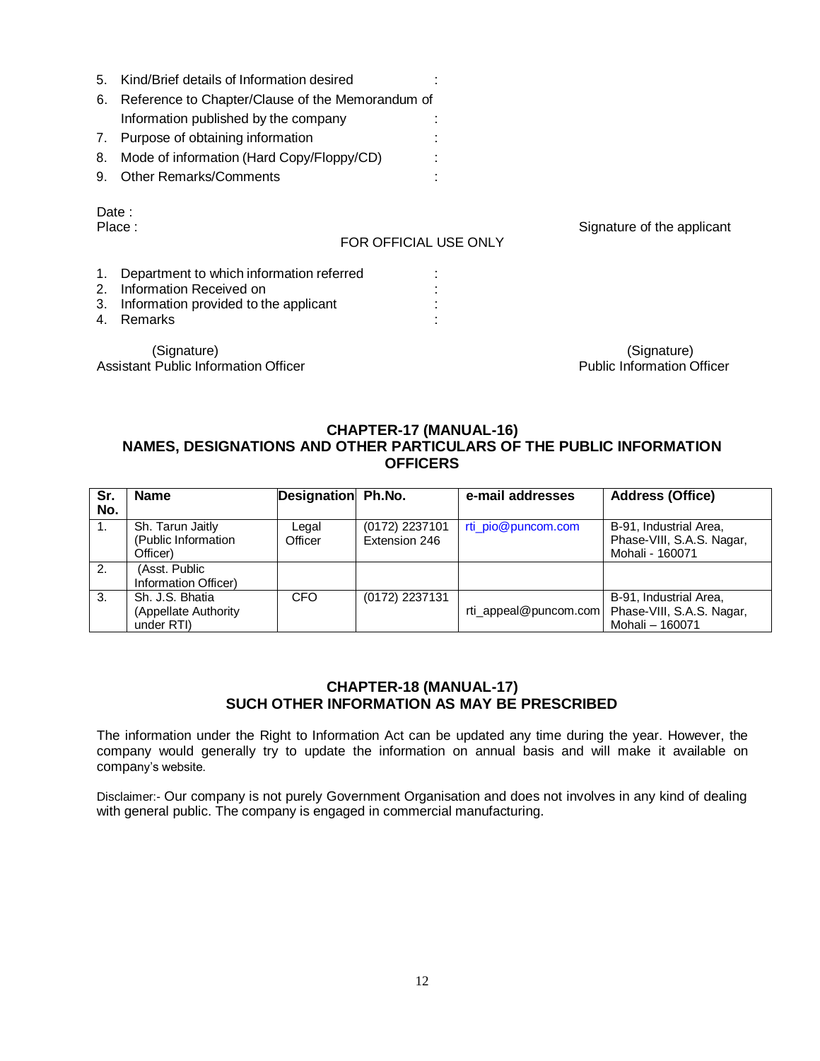5. Kind/Brief details of Information desired :
6. Reference to Chapter/Clause of the Memorandum of Information published by the company :
7. Purpose of obtaining information :
8. Mode of information (Hard Copy/Floppy/CD) :
9. Other Remarks/Comments :

Date :
Place : Signature of the applicant

FOR OFFICIAL USE ONLY

1. Department to which information referred :
2. Information Received on :
3. Information provided to the applicant :
4. Remarks :

(Signature)
Assistant Public Information Officer

(Signature)
Public Information Officer

## CHAPTER-17 (MANUAL-16)
## NAMES, DESIGNATIONS AND OTHER PARTICULARS OF THE PUBLIC INFORMATION OFFICERS

| Sr. No. | Name | Designation | Ph.No. | e-mail addresses | Address (Office) |
|---|---|---|---|---|---|
| 1. | Sh. Tarun Jaitly (Public Information Officer) | Legal Officer | (0172) 2237101 Extension 246 | rti_pio@puncom.com | B-91, Industrial Area, Phase-VIII, S.A.S. Nagar, Mohali - 160071 |
| 2. | (Asst. Public Information Officer) | | | | |
| 3. | Sh. J.S. Bhatia (Appellate Authority under RTI) | CFO | (0172) 2237131 | rti_appeal@puncom.com | B-91, Industrial Area, Phase-VIII, S.A.S. Nagar, Mohali – 160071 |

## CHAPTER-18 (MANUAL-17)
## SUCH OTHER INFORMATION AS MAY BE PRESCRIBED

The information under the Right to Information Act can be updated any time during the year. However, the company would generally try to update the information on annual basis and will make it available on company's website.

Disclaimer:- Our company is not purely Government Organisation and does not involves in any kind of dealing with general public. The company is engaged in commercial manufacturing.